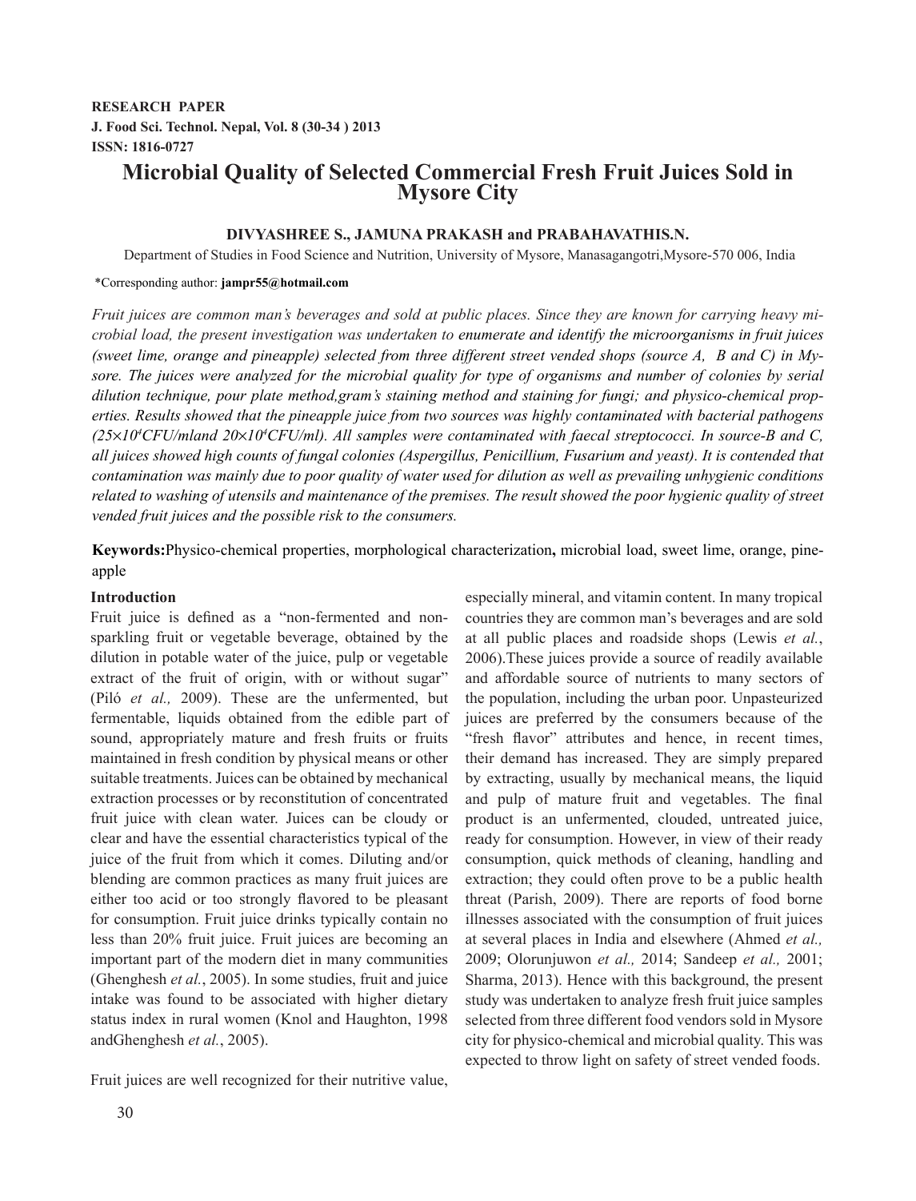**RESEARCH PAPER**
**J. Food Sci. Technol. Nepal, Vol. 8 (30-34 ) 2013**
**ISSN: 1816-0727**

# Microbial Quality of Selected Commercial Fresh Fruit Juices Sold in Mysore City

**DIVYASHREE S., JAMUNA PRAKASH and PRABAHAVATHIS.N.**

Department of Studies in Food Science and Nutrition, University of Mysore, Manasagangotri,Mysore-570 006, India

*Corresponding author: **jampr55@hotmail.com**

*Fruit juices are common man's beverages and sold at public places. Since they are known for carrying heavy microbial load, the present investigation was undertaken to enumerate and identify the microorganisms in fruit juices (sweet lime, orange and pineapple) selected from three different street vended shops (source A, B and C) in Mysore. The juices were analyzed for the microbial quality for type of organisms and number of colonies by serial dilution technique, pour plate method,gram's staining method and staining for fungi; and physico-chemical properties. Results showed that the pineapple juice from two sources was highly contaminated with bacterial pathogens ($25\times10^4$CFU/mland $20\times10^4$CFU/ml). All samples were contaminated with faecal streptococci. In source-B and C, all juices showed high counts of fungal colonies (Aspergillus, Penicillium, Fusarium and yeast). It is contended that contamination was mainly due to poor quality of water used for dilution as well as prevailing unhygienic conditions related to washing of utensils and maintenance of the premises. The result showed the poor hygienic quality of street vended fruit juices and the possible risk to the consumers.*

**Keywords:**Physico-chemical properties, morphological characterization**,** microbial load, sweet lime, orange, pineapple

## Introduction

Fruit juice is defined as a "non-fermented and non-sparkling fruit or vegetable beverage, obtained by the dilution in potable water of the juice, pulp or vegetable extract of the fruit of origin, with or without sugar" (Piló *et al.,* 2009). These are the unfermented, but fermentable, liquids obtained from the edible part of sound, appropriately mature and fresh fruits or fruits maintained in fresh condition by physical means or other suitable treatments. Juices can be obtained by mechanical extraction processes or by reconstitution of concentrated fruit juice with clean water. Juices can be cloudy or clear and have the essential characteristics typical of the juice of the fruit from which it comes. Diluting and/or blending are common practices as many fruit juices are either too acid or too strongly flavored to be pleasant for consumption. Fruit juice drinks typically contain no less than 20% fruit juice. Fruit juices are becoming an important part of the modern diet in many communities (Ghenghesh *et al.*, 2005). In some studies, fruit and juice intake was found to be associated with higher dietary status index in rural women (Knol and Haughton, 1998 andGhenghesh *et al.*, 2005).

Fruit juices are well recognized for their nutritive value, especially mineral, and vitamin content. In many tropical countries they are common man's beverages and are sold at all public places and roadside shops (Lewis *et al.*, 2006).These juices provide a source of readily available and affordable source of nutrients to many sectors of the population, including the urban poor. Unpasteurized juices are preferred by the consumers because of the "fresh flavor" attributes and hence, in recent times, their demand has increased. They are simply prepared by extracting, usually by mechanical means, the liquid and pulp of mature fruit and vegetables. The final product is an unfermented, clouded, untreated juice, ready for consumption. However, in view of their ready consumption, quick methods of cleaning, handling and extraction; they could often prove to be a public health threat (Parish, 2009). There are reports of food borne illnesses associated with the consumption of fruit juices at several places in India and elsewhere (Ahmed *et al.,* 2009; Olorunjuwon *et al.,* 2014; Sandeep *et al.,* 2001; Sharma, 2013). Hence with this background, the present study was undertaken to analyze fresh fruit juice samples selected from three different food vendors sold in Mysore city for physico-chemical and microbial quality. This was expected to throw light on safety of street vended foods.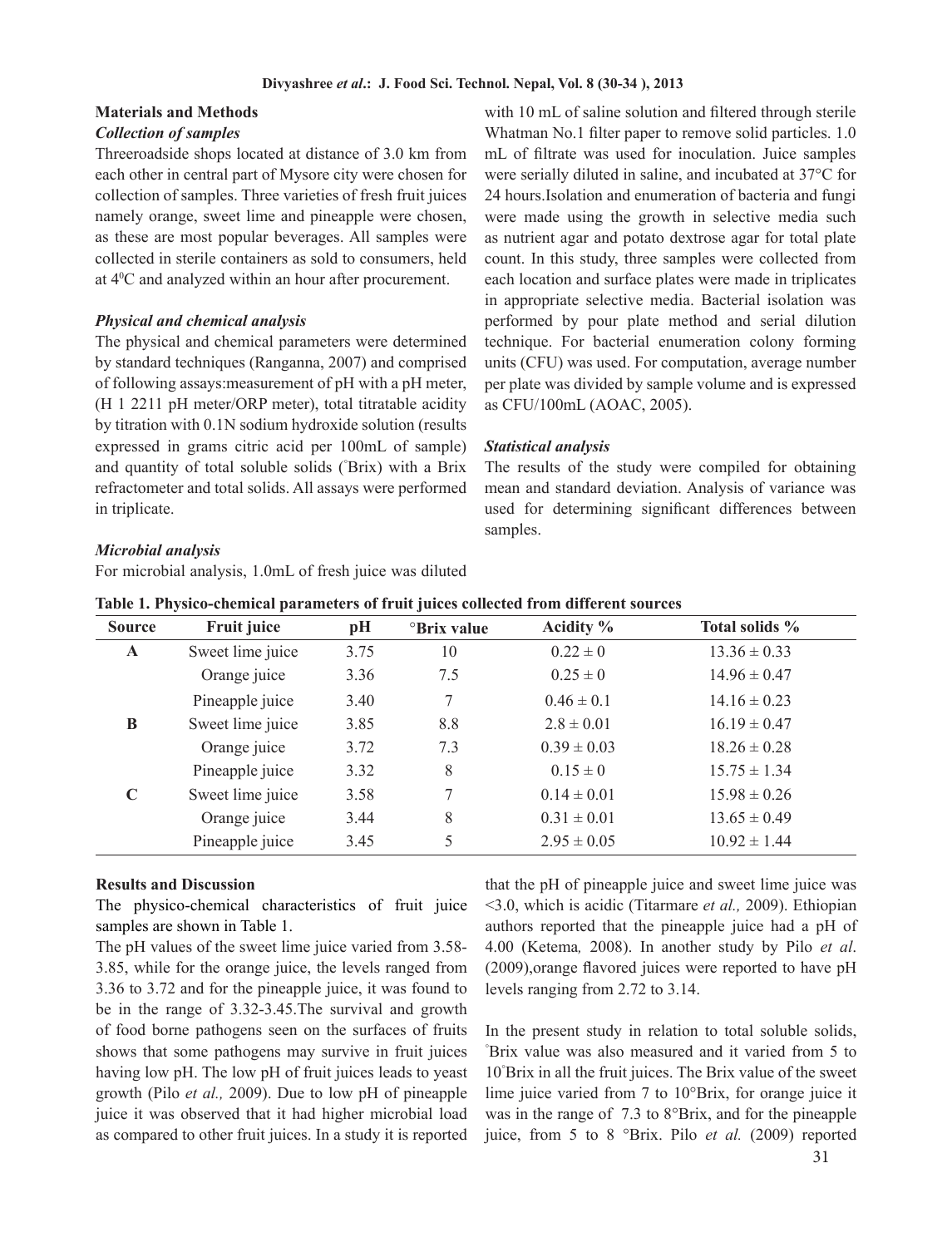## Materials and Methods

### *Collection of samples*

Threeroadside shops located at distance of 3.0 km from each other in central part of Mysore city were chosen for collection of samples. Three varieties of fresh fruit juices namely orange, sweet lime and pineapple were chosen, as these are most popular beverages. All samples were collected in sterile containers as sold to consumers, held at $4^0$C and analyzed within an hour after procurement.

### *Physical and chemical analysis*

The physical and chemical parameters were determined by standard techniques (Ranganna, 2007) and comprised of following assays:measurement of pH with a pH meter, (H 1 2211 pH meter/ORP meter), total titratable acidity by titration with 0.1N sodium hydroxide solution (results expressed in grams citric acid per 100mL of sample) and quantity of total soluble solids (˚Brix) with a Brix refractometer and total solids. All assays were performed in triplicate.

### *Microbial analysis*

For microbial analysis, 1.0mL of fresh juice was diluted with 10 mL of saline solution and filtered through sterile Whatman No.1 filter paper to remove solid particles. 1.0 mL of filtrate was used for inoculation. Juice samples were serially diluted in saline, and incubated at 37°C for 24 hours.Isolation and enumeration of bacteria and fungi were made using the growth in selective media such as nutrient agar and potato dextrose agar for total plate count. In this study, three samples were collected from each location and surface plates were made in triplicates in appropriate selective media. Bacterial isolation was performed by pour plate method and serial dilution technique. For bacterial enumeration colony forming units (CFU) was used. For computation, average number per plate was divided by sample volume and is expressed as CFU/100mL (AOAC, 2005).

### *Statistical analysis*

The results of the study were compiled for obtaining mean and standard deviation. Analysis of variance was used for determining significant differences between samples.

**Table 1. Physico-chemical parameters of fruit juices collected from different sources**

| Source | Fruit juice | pH | °Brix value | Acidity % | Total solids % |
|---|---|---|---|---|---|
| **A** | Sweet lime juice | 3.75 | 10 | 0.22 ± 0 | 13.36 ± 0.33 |
| | Orange juice | 3.36 | 7.5 | 0.25 ± 0 | 14.96 ± 0.47 |
| | Pineapple juice | 3.40 | 7 | 0.46 ± 0.1 | 14.16 ± 0.23 |
| **B** | Sweet lime juice | 3.85 | 8.8 | 2.8 ± 0.01 | 16.19 ± 0.47 |
| | Orange juice | 3.72 | 7.3 | 0.39 ± 0.03 | 18.26 ± 0.28 |
| | Pineapple juice | 3.32 | 8 | 0.15 ± 0 | 15.75 ± 1.34 |
| **C** | Sweet lime juice | 3.58 | 7 | 0.14 ± 0.01 | 15.98 ± 0.26 |
| | Orange juice | 3.44 | 8 | 0.31 ± 0.01 | 13.65 ± 0.49 |
| | Pineapple juice | 3.45 | 5 | 2.95 ± 0.05 | 10.92 ± 1.44 |

## Results and Discussion

The physico-chemical characteristics of fruit juice samples are shown in Table 1.

The pH values of the sweet lime juice varied from 3.58-3.85, while for the orange juice, the levels ranged from 3.36 to 3.72 and for the pineapple juice, it was found to be in the range of 3.32-3.45.The survival and growth of food borne pathogens seen on the surfaces of fruits shows that some pathogens may survive in fruit juices having low pH. The low pH of fruit juices leads to yeast growth (Pilo *et al.,* 2009). Due to low pH of pineapple juice it was observed that it had higher microbial load as compared to other fruit juices. In a study it is reported that the pH of pineapple juice and sweet lime juice was <3.0, which is acidic (Titarmare *et al.,* 2009). Ethiopian authors reported that the pineapple juice had a pH of 4.00 (Ketema*,* 2008). In another study by Pilo *et al*. (2009),orange flavored juices were reported to have pH levels ranging from 2.72 to 3.14.

In the present study in relation to total soluble solids, ˚Brix value was also measured and it varied from 5 to 10˚Brix in all the fruit juices. The Brix value of the sweet lime juice varied from 7 to 10°Brix, for orange juice it was in the range of 7.3 to 8°Brix, and for the pineapple juice, from 5 to 8 °Brix. Pilo *et al.* (2009) reported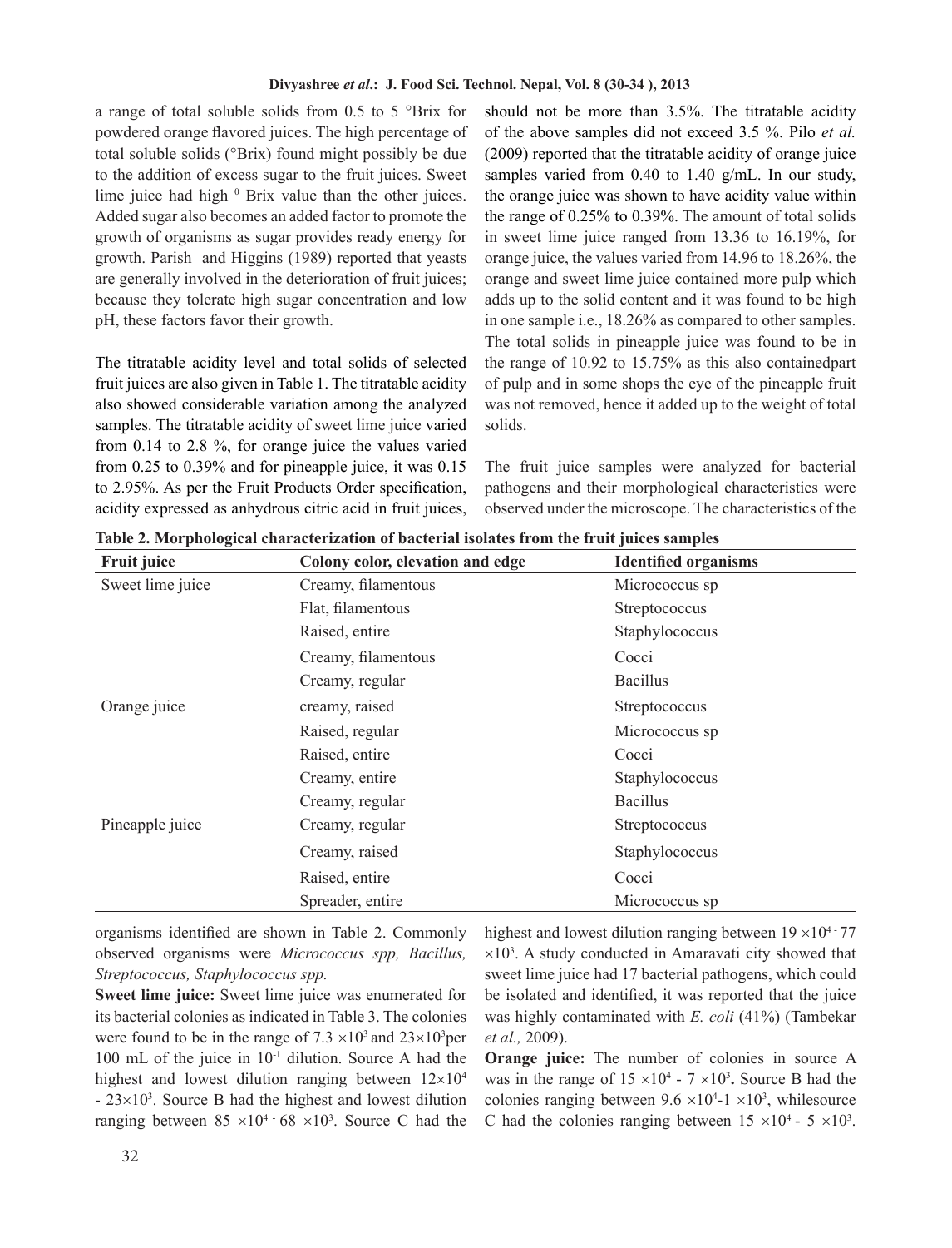a range of total soluble solids from 0.5 to 5 °Brix for powdered orange flavored juices. The high percentage of total soluble solids (°Brix) found might possibly be due to the addition of excess sugar to the fruit juices. Sweet lime juice had high $^0$ Brix value than the other juices. Added sugar also becomes an added factor to promote the growth of organisms as sugar provides ready energy for growth. Parish and Higgins (1989) reported that yeasts are generally involved in the deterioration of fruit juices; because they tolerate high sugar concentration and low pH, these factors favor their growth.

The titratable acidity level and total solids of selected fruit juices are also given in Table 1. The titratable acidity also showed considerable variation among the analyzed samples. The titratable acidity of sweet lime juice varied from 0.14 to 2.8 %, for orange juice the values varied from 0.25 to 0.39% and for pineapple juice, it was 0.15 to 2.95%. As per the Fruit Products Order specification, acidity expressed as anhydrous citric acid in fruit juices, should not be more than 3.5%. The titratable acidity of the above samples did not exceed 3.5 %. Pilo *et al.* (2009) reported that the titratable acidity of orange juice samples varied from 0.40 to 1.40 g/mL. In our study, the orange juice was shown to have acidity value within the range of 0.25% to 0.39%. The amount of total solids in sweet lime juice ranged from 13.36 to 16.19%, for orange juice, the values varied from 14.96 to 18.26%, the orange and sweet lime juice contained more pulp which adds up to the solid content and it was found to be high in one sample i.e., 18.26% as compared to other samples. The total solids in pineapple juice was found to be in the range of 10.92 to 15.75% as this also containedpart of pulp and in some shops the eye of the pineapple fruit was not removed, hence it added up to the weight of total solids.

The fruit juice samples were analyzed for bacterial pathogens and their morphological characteristics were observed under the microscope. The characteristics of the organisms identified are shown in Table 2. Commonly observed organisms were *Micrococcus spp, Bacillus, Streptococcus, Staphylococcus spp.*

**Table 2. Morphological characterization of bacterial isolates from the fruit juices samples**

| Fruit juice | Colony color, elevation and edge | Identified organisms |
|---|---|---|
| Sweet lime juice | Creamy, filamentous | Micrococcus sp |
| | Flat, filamentous | Streptococcus |
| | Raised, entire | Staphylococcus |
| | Creamy, filamentous | Cocci |
| | Creamy, regular | Bacillus |
| Orange juice | creamy, raised | Streptococcus |
| | Raised, regular | Micrococcus sp |
| | Raised, entire | Cocci |
| | Creamy, entire | Staphylococcus |
| | Creamy, regular | Bacillus |
| Pineapple juice | Creamy, regular | Streptococcus |
| | Creamy, raised | Staphylococcus |
| | Raised, entire | Cocci |
| | Spreader, entire | Micrococcus sp |

**Sweet lime juice:** Sweet lime juice was enumerated for its bacterial colonies as indicated in Table 3. The colonies were found to be in the range of $7.3 \times 10^3$ and $23 \times 10^3$per 100 mL of the juice in $10^{-1}$ dilution. Source A had the highest and lowest dilution ranging between $12 \times 10^4$ - $23 \times 10^3$. Source B had the highest and lowest dilution ranging between $85 \times 10^4$ - $68 \times 10^3$. Source C had the highest and lowest dilution ranging between $19 \times 10^4$ - $77 \times 10^3$. A study conducted in Amaravati city showed that sweet lime juice had 17 bacterial pathogens, which could be isolated and identified, it was reported that the juice was highly contaminated with *E. coli* (41%) (Tambekar *et al.,* 2009).

**Orange juice:** The number of colonies in source A was in the range of $15 \times 10^4$ - $7 \times 10^3$**.** Source B had the colonies ranging between $9.6 \times 10^4$-$1 \times 10^3$, whilesource C had the colonies ranging between $15 \times 10^4$ - $5 \times 10^3$.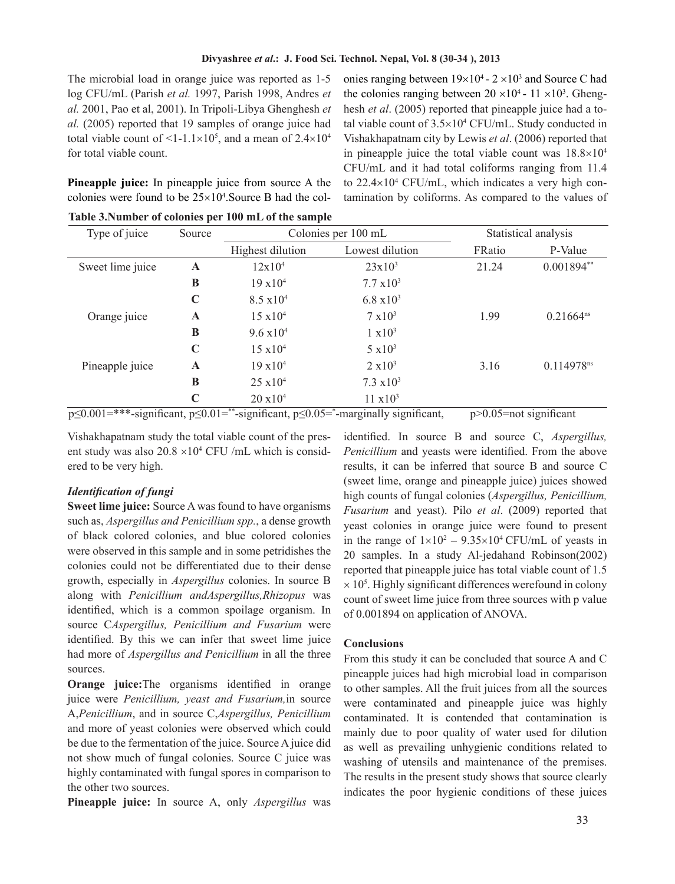The microbial load in orange juice was reported as 1-5 log CFU/mL (Parish *et al.* 1997, Parish 1998, Andres *et al.* 2001, Pao et al, 2001). In Tripoli-Libya Ghenghesh *et al.* (2005) reported that 19 samples of orange juice had total viable count of $<1\text{-}1.1\times10^5$, and a mean of $2.4\times10^4$ for total viable count.

**Pineapple juice:** In pineapple juice from source A the colonies were found to be $25\times10^4$. Source B had the colonies ranging between $19\times10^4$ - $2\times10^3$ and Source C had the colonies ranging between $20\times10^4$ - $11\times10^3$. Ghenghesh *et al*. (2005) reported that pineapple juice had a total viable count of $3.5\times10^4$ CFU/mL. Study conducted in Vishakhapatnam city by Lewis *et al*. (2006) reported that in pineapple juice the total viable count was $18.8\times10^4$ CFU/mL and it had total coliforms ranging from 11.4 to $22.4\times10^4$ CFU/mL, which indicates a very high contamination by coliforms. As compared to the values of Vishakhapatnam study the total viable count of the present study was also $20.8\times10^4$ CFU /mL which is considered to be very high.

**Table 3.Number of colonies per 100 mL of the sample**

| Type of juice | Source | Colonies per 100 mL | | Statistical analysis | |
|---|---|---|---|---|---|
| | | Highest dilution | Lowest dilution | FRatio | P-Value |
| Sweet lime juice | **A** | $12\times10^4$ | $23\times10^3$ | 21.24 | 0.001894** |
| | **B** | $19\times10^4$ | $7.7\times10^3$ | | |
| | **C** | $8.5\times10^4$ | $6.8\times10^3$ | | |
| Orange juice | **A** | $15\times10^4$ | $7\times10^3$ | 1.99 | 0.21664ns |
| | **B** | $9.6\times10^4$ | $1\times10^3$ | | |
| | **C** | $15\times10^4$ | $5\times10^3$ | | |
| Pineapple juice | **A** | $19\times10^4$ | $2\times10^3$ | 3.16 | 0.114978ns |
| | **B** | $25\times10^4$ | $7.3\times10^3$ | | |
| | **C** | $20\times10^4$ | $11\times10^3$ | | |

$p\leq0.001$=***-significant, $p\leq0.01$=**-significant, $p\leq0.05$=*-marginally significant, $p>0.05$=not significant

### *Identification of fungi*

**Sweet lime juice:** Source A was found to have organisms such as, *Aspergillus and Penicillium spp.*, a dense growth of black colored colonies, and blue colored colonies were observed in this sample and in some petridishes the colonies could not be differentiated due to their dense growth, especially in *Aspergillus* colonies. In source B along with *Penicillium andAspergillus,Rhizopus* was identified, which is a common spoilage organism. In source C*Aspergillus, Penicillium and Fusarium* were identified. By this we can infer that sweet lime juice had more of *Aspergillus and Penicillium* in all the three sources.

**Orange juice:**The organisms identified in orange juice were *Penicillium, yeast and Fusarium,*in source A,*Penicillium*, and in source C,*Aspergillus, Penicillium* and more of yeast colonies were observed which could be due to the fermentation of the juice. Source A juice did not show much of fungal colonies. Source C juice was highly contaminated with fungal spores in comparison to the other two sources.

**Pineapple juice:** In source A, only *Aspergillus* was identified. In source B and source C, *Aspergillus, Penicillium* and yeasts were identified. From the above results, it can be inferred that source B and source C (sweet lime, orange and pineapple juice) juices showed high counts of fungal colonies (*Aspergillus, Penicillium, Fusarium* and yeast). Pilo *et al*. (2009) reported that yeast colonies in orange juice were found to present in the range of $1\times10^2$ – $9.35\times10^4$ CFU/mL of yeasts in 20 samples. In a study Al-jedahand Robinson(2002) reported that pineapple juice has total viable count of $1.5\times10^5$. Highly significant differences werefound in colony count of sweet lime juice from three sources with p value of 0.001894 on application of ANOVA.

## Conclusions

From this study it can be concluded that source A and C pineapple juices had high microbial load in comparison to other samples. All the fruit juices from all the sources were contaminated and pineapple juice was highly contaminated. It is contended that contamination is mainly due to poor quality of water used for dilution as well as prevailing unhygienic conditions related to washing of utensils and maintenance of the premises. The results in the present study shows that source clearly indicates the poor hygienic conditions of these juices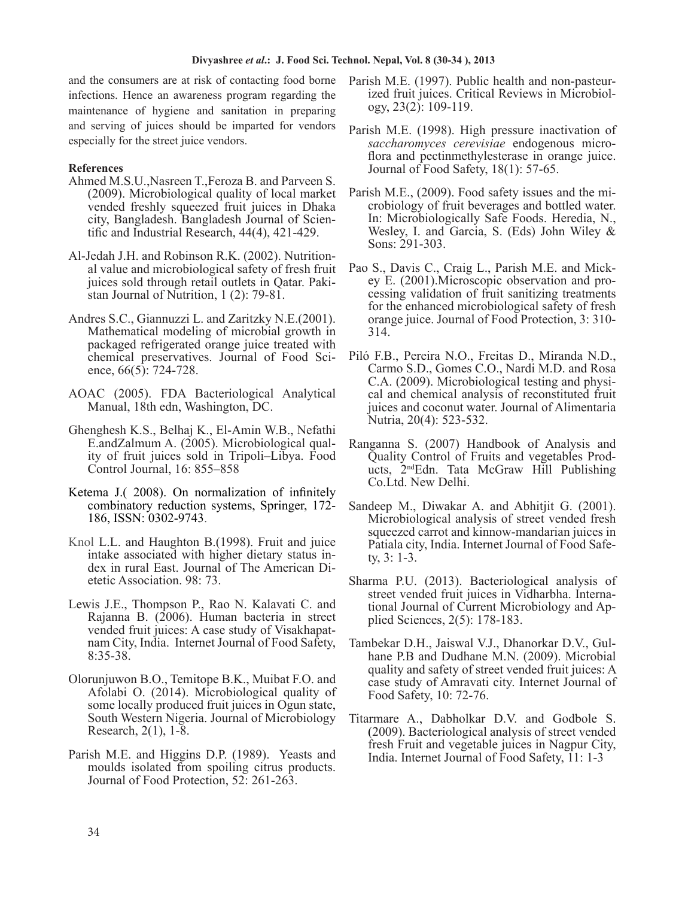and the consumers are at risk of contacting food borne infections. Hence an awareness program regarding the maintenance of hygiene and sanitation in preparing and serving of juices should be imparted for vendors especially for the street juice vendors.

**References**

Ahmed M.S.U.,Nasreen T.,Feroza B. and Parveen S. (2009). Microbiological quality of local market vended freshly squeezed fruit juices in Dhaka city, Bangladesh. Bangladesh Journal of Scientific and Industrial Research, 44(4), 421-429.

Al-Jedah J.H. and Robinson R.K. (2002). Nutritional value and microbiological safety of fresh fruit juices sold through retail outlets in Qatar. Pakistan Journal of Nutrition, 1 (2): 79-81.

Andres S.C., Giannuzzi L. and Zaritzky N.E.(2001). Mathematical modeling of microbial growth in packaged refrigerated orange juice treated with chemical preservatives. Journal of Food Science, 66(5): 724-728.

AOAC (2005). FDA Bacteriological Analytical Manual, 18th edn, Washington, DC.

Ghenghesh K.S., Belhaj K., El-Amin W.B., Nefathi E.andZalmum A. (2005). Microbiological quality of fruit juices sold in Tripoli–Libya. Food Control Journal, 16: 855–858

Ketema J.( 2008). On normalization of infinitely combinatory reduction systems, Springer, 172-186, ISSN: 0302-9743.

Knol L.L. and Haughton B.(1998). Fruit and juice intake associated with higher dietary status index in rural East. Journal of The American Dietetic Association. 98: 73.

Lewis J.E., Thompson P., Rao N. Kalavati C. and Rajanna B. (2006). Human bacteria in street vended fruit juices: A case study of Visakhapatnam City, India. Internet Journal of Food Safety, 8:35-38.

Olorunjuwon B.O., Temitope B.K., Muibat F.O. and Afolabi O. (2014). Microbiological quality of some locally produced fruit juices in Ogun state, South Western Nigeria. Journal of Microbiology Research, 2(1), 1-8.

Parish M.E. and Higgins D.P. (1989). Yeasts and moulds isolated from spoiling citrus products. Journal of Food Protection, 52: 261-263.

Parish M.E. (1997). Public health and non-pasteurized fruit juices. Critical Reviews in Microbiology, 23(2): 109-119.

Parish M.E. (1998). High pressure inactivation of *saccharomyces cerevisiae* endogenous microflora and pectinmethylesterase in orange juice. Journal of Food Safety, 18(1): 57-65.

Parish M.E., (2009). Food safety issues and the microbiology of fruit beverages and bottled water. In: Microbiologically Safe Foods. Heredia, N., Wesley, I. and Garcia, S. (Eds) John Wiley & Sons: 291-303.

Pao S., Davis C., Craig L., Parish M.E. and Mickey E. (2001).Microscopic observation and processing validation of fruit sanitizing treatments for the enhanced microbiological safety of fresh orange juice. Journal of Food Protection, 3: 310-314.

Piló F.B., Pereira N.O., Freitas D., Miranda N.D., Carmo S.D., Gomes C.O., Nardi M.D. and Rosa C.A. (2009). Microbiological testing and physical and chemical analysis of reconstituted fruit juices and coconut water. Journal of Alimentaria Nutria, 20(4): 523-532.

Ranganna S. (2007) Handbook of Analysis and Quality Control of Fruits and vegetables Products, 2ndEdn. Tata McGraw Hill Publishing Co.Ltd. New Delhi.

Sandeep M., Diwakar A. and Abhitjit G. (2001). Microbiological analysis of street vended fresh squeezed carrot and kinnow-mandarian juices in Patiala city, India. Internet Journal of Food Safety, 3: 1-3.

Sharma P.U. (2013). Bacteriological analysis of street vended fruit juices in Vidharbha. International Journal of Current Microbiology and Applied Sciences, 2(5): 178-183.

Tambekar D.H., Jaiswal V.J., Dhanorkar D.V., Gulhane P.B and Dudhane M.N. (2009). Microbial quality and safety of street vended fruit juices: A case study of Amravati city. Internet Journal of Food Safety, 10: 72-76.

Titarmare A., Dabholkar D.V. and Godbole S. (2009). Bacteriological analysis of street vended fresh Fruit and vegetable juices in Nagpur City, India. Internet Journal of Food Safety, 11: 1-3